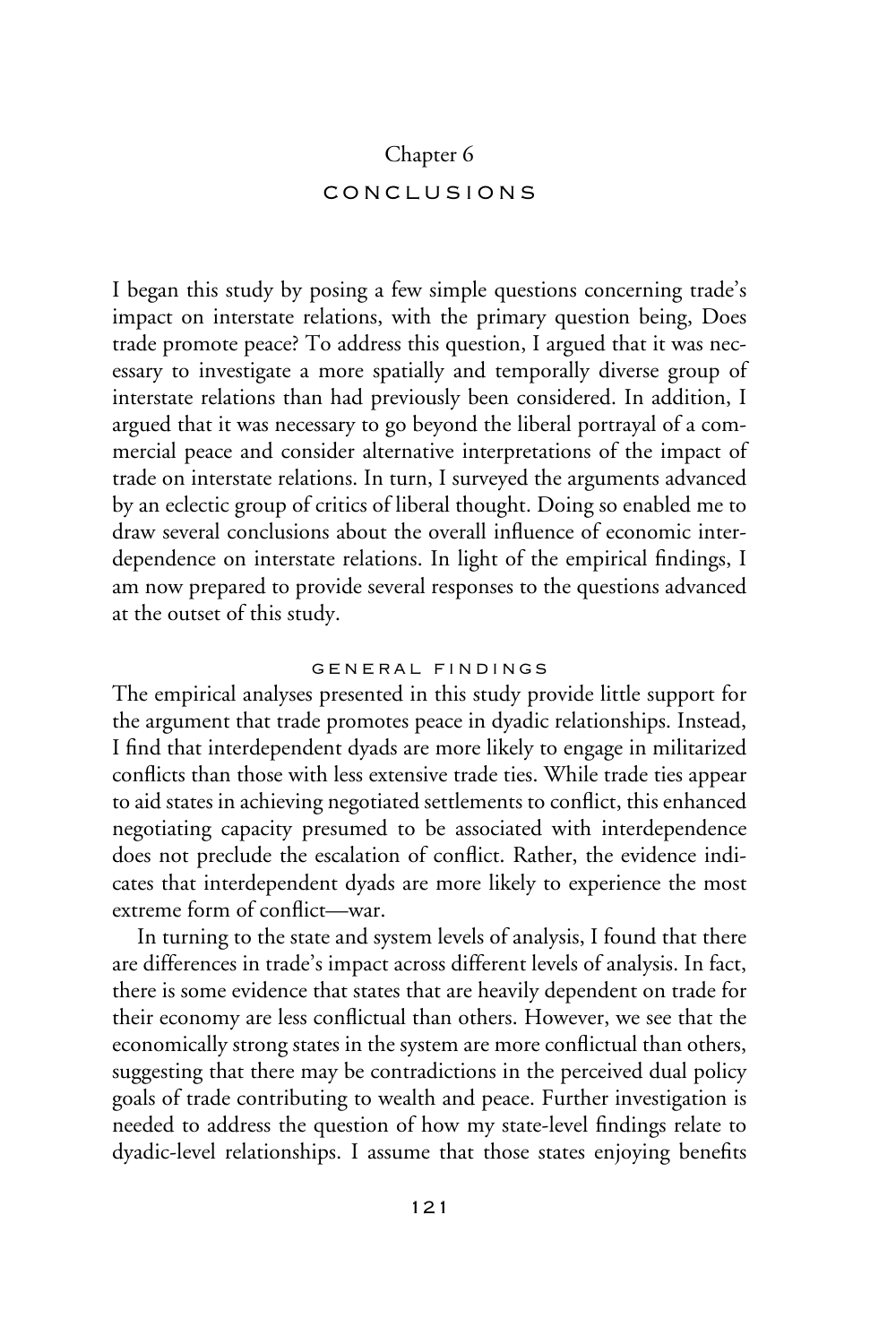# Chapter 6

# CONCLUSIONS

I began this study by posing a few simple questions concerning trade's impact on interstate relations, with the primary question being, Does trade promote peace? To address this question, I argued that it was necessary to investigate a more spatially and temporally diverse group of interstate relations than had previously been considered. In addition, I argued that it was necessary to go beyond the liberal portrayal of a commercial peace and consider alternative interpretations of the impact of trade on interstate relations. In turn, I surveyed the arguments advanced by an eclectic group of critics of liberal thought. Doing so enabled me to draw several conclusions about the overall influence of economic interdependence on interstate relations. In light of the empirical findings, I am now prepared to provide several responses to the questions advanced at the outset of this study.

## GENERAL FINDINGS

The empirical analyses presented in this study provide little support for the argument that trade promotes peace in dyadic relationships. Instead, I find that interdependent dyads are more likely to engage in militarized conflicts than those with less extensive trade ties. While trade ties appear to aid states in achieving negotiated settlements to conflict, this enhanced negotiating capacity presumed to be associated with interdependence does not preclude the escalation of conflict. Rather, the evidence indicates that interdependent dyads are more likely to experience the most extreme form of conflict—war.

In turning to the state and system levels of analysis, I found that there are differences in trade's impact across different levels of analysis. In fact, there is some evidence that states that are heavily dependent on trade for their economy are less conflictual than others. However, we see that the economically strong states in the system are more conflictual than others, suggesting that there may be contradictions in the perceived dual policy goals of trade contributing to wealth and peace. Further investigation is needed to address the question of how my state-level findings relate to dyadic-level relationships. I assume that those states enjoying benefits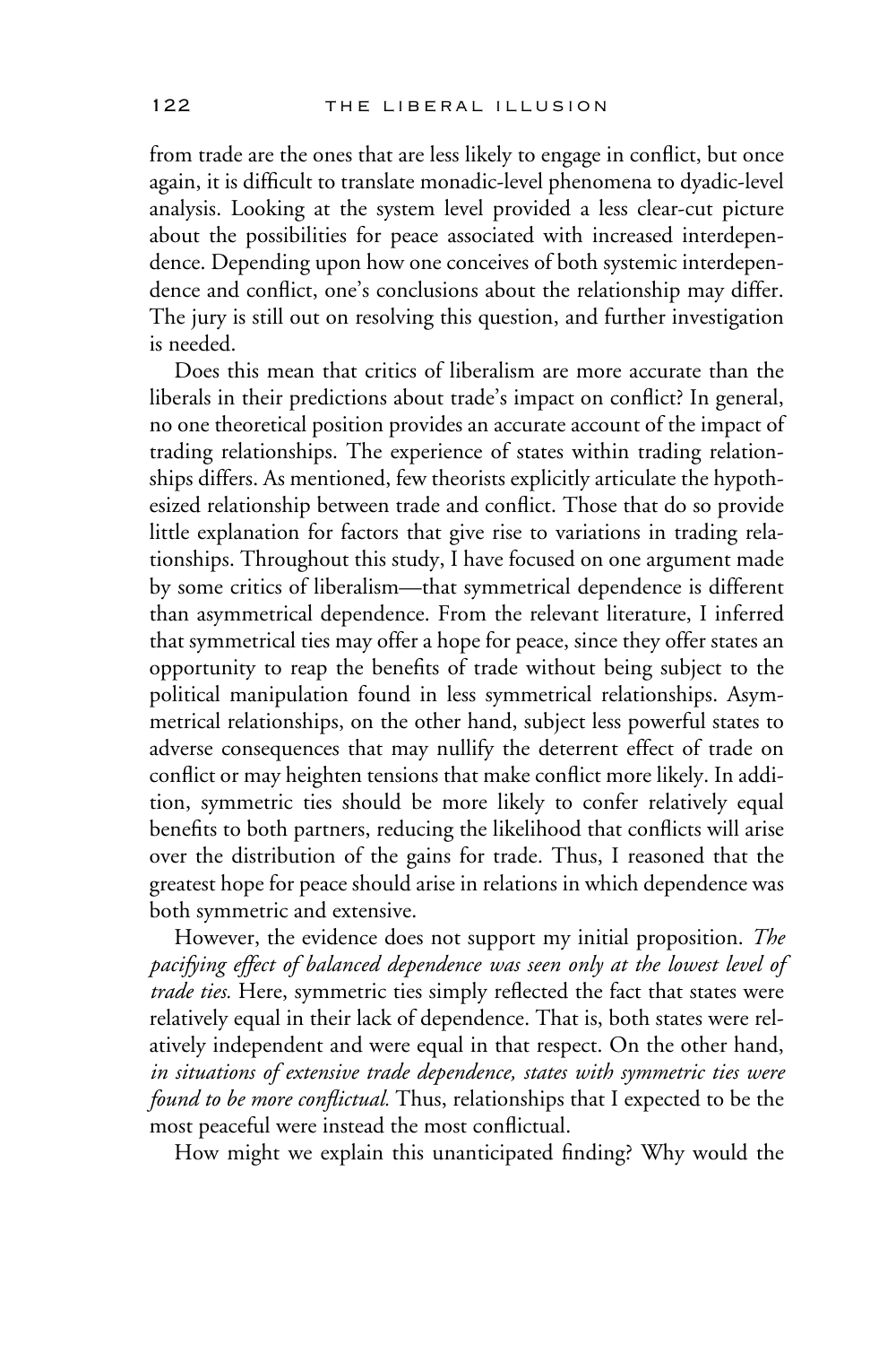from trade are the ones that are less likely to engage in conflict, but once again, it is difficult to translate monadic-level phenomena to dyadic-level analysis. Looking at the system level provided a less clear-cut picture about the possibilities for peace associated with increased interdependence. Depending upon how one conceives of both systemic interdependence and conflict, one's conclusions about the relationship may differ. The jury is still out on resolving this question, and further investigation is needed.

Does this mean that critics of liberalism are more accurate than the liberals in their predictions about trade's impact on conflict? In general, no one theoretical position provides an accurate account of the impact of trading relationships. The experience of states within trading relationships differs. As mentioned, few theorists explicitly articulate the hypothesized relationship between trade and conflict. Those that do so provide little explanation for factors that give rise to variations in trading relationships. Throughout this study, I have focused on one argument made by some critics of liberalism—that symmetrical dependence is different than asymmetrical dependence. From the relevant literature, I inferred that symmetrical ties may offer a hope for peace, since they offer states an opportunity to reap the benefits of trade without being subject to the political manipulation found in less symmetrical relationships. Asymmetrical relationships, on the other hand, subject less powerful states to adverse consequences that may nullify the deterrent effect of trade on conflict or may heighten tensions that make conflict more likely. In addition, symmetric ties should be more likely to confer relatively equal benefits to both partners, reducing the likelihood that conflicts will arise over the distribution of the gains for trade. Thus, I reasoned that the greatest hope for peace should arise in relations in which dependence was both symmetric and extensive.

However, the evidence does not support my initial proposition. *The pacifying effect of balanced dependence was seen only at the lowest level of trade ties.* Here, symmetric ties simply reflected the fact that states were relatively equal in their lack of dependence. That is, both states were relatively independent and were equal in that respect. On the other hand, *in situations of extensive trade dependence, states with symmetric ties were found to be more conflictual.* Thus, relationships that I expected to be the most peaceful were instead the most conflictual.

How might we explain this unanticipated finding? Why would the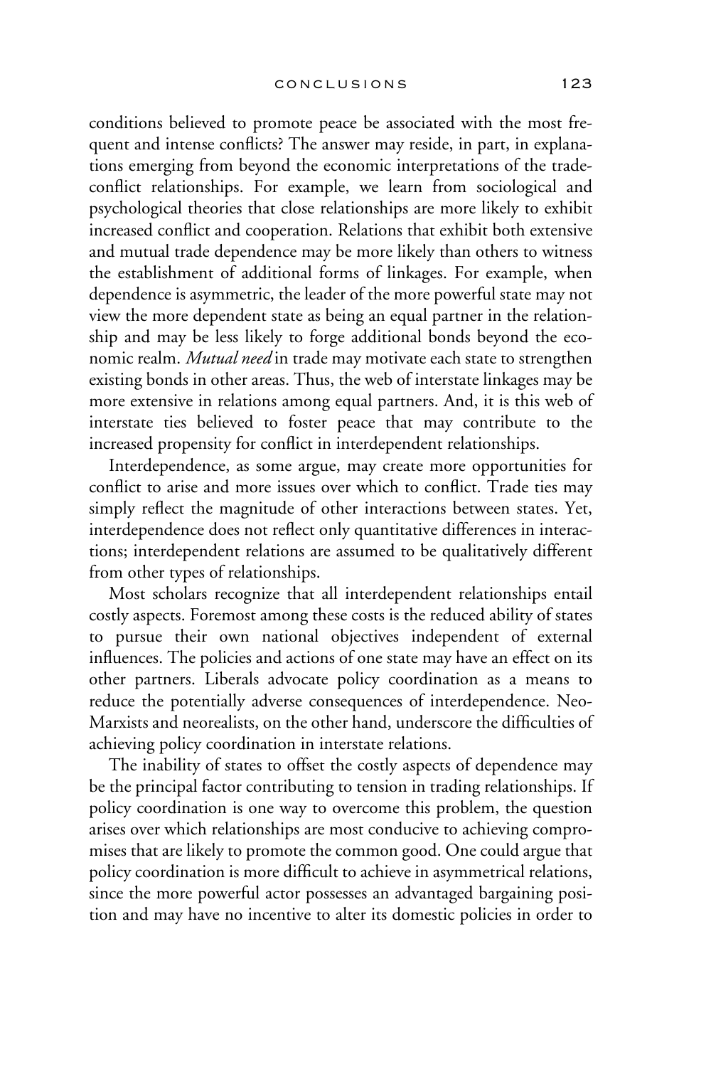conditions believed to promote peace be associated with the most frequent and intense conflicts? The answer may reside, in part, in explanations emerging from beyond the economic interpretations of the trade-conflict relationships. For example, we learn from sociological and psychological theories that close relationships are more likely to exhibit increased conflict and cooperation. Relations that exhibit both extensive and mutual trade dependence may be more likely than others to witness the establishment of additional forms of linkages. For example, when dependence is asymmetric, the leader of the more powerful state may not view the more dependent state as being an equal partner in the relationship and may be less likely to forge additional bonds beyond the economic realm. *Mutual need* in trade may motivate each state to strengthen existing bonds in other areas. Thus, the web of interstate linkages may be more extensive in relations among equal partners. And, it is this web of interstate ties believed to foster peace that may contribute to the increased propensity for conflict in interdependent relationships.

Interdependence, as some argue, may create more opportunities for conflict to arise and more issues over which to conflict. Trade ties may simply reflect the magnitude of other interactions between states. Yet, interdependence does not reflect only quantitative differences in interactions; interdependent relations are assumed to be qualitatively different from other types of relationships.

Most scholars recognize that all interdependent relationships entail costly aspects. Foremost among these costs is the reduced ability of states to pursue their own national objectives independent of external influences. The policies and actions of one state may have an effect on its other partners. Liberals advocate policy coordination as a means to reduce the potentially adverse consequences of interdependence. Neo-Marxists and neorealists, on the other hand, underscore the difficulties of achieving policy coordination in interstate relations.

The inability of states to offset the costly aspects of dependence may be the principal factor contributing to tension in trading relationships. If policy coordination is one way to overcome this problem, the question arises over which relationships are most conducive to achieving compromises that are likely to promote the common good. One could argue that policy coordination is more difficult to achieve in asymmetrical relations, since the more powerful actor possesses an advantaged bargaining position and may have no incentive to alter its domestic policies in order to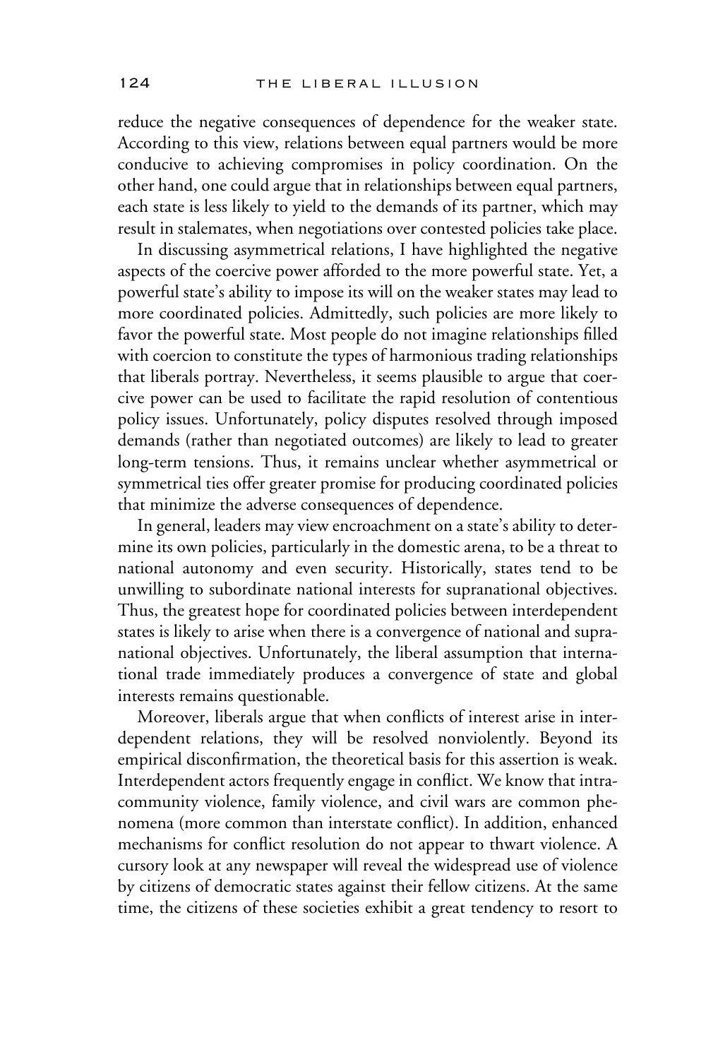reduce the negative consequences of dependence for the weaker state. According to this view, relations between equal partners would be more conducive to achieving compromises in policy coordination. On the other hand, one could argue that in relationships between equal partners, each state is less likely to yield to the demands of its partner, which may result in stalemates, when negotiations over contested policies take place.

In discussing asymmetrical relations, I have highlighted the negative aspects of the coercive power afforded to the more powerful state. Yet, a powerful state's ability to impose its will on the weaker states may lead to more coordinated policies. Admittedly, such policies are more likely to favor the powerful state. Most people do not imagine relationships filled with coercion to constitute the types of harmonious trading relationships that liberals portray. Nevertheless, it seems plausible to argue that coercive power can be used to facilitate the rapid resolution of contentious policy issues. Unfortunately, policy disputes resolved through imposed demands (rather than negotiated outcomes) are likely to lead to greater long-term tensions. Thus, it remains unclear whether asymmetrical or symmetrical ties offer greater promise for producing coordinated policies that minimize the adverse consequences of dependence.

In general, leaders may view encroachment on a state's ability to determine its own policies, particularly in the domestic arena, to be a threat to national autonomy and even security. Historically, states tend to be unwilling to subordinate national interests for supranational objectives. Thus, the greatest hope for coordinated policies between interdependent states is likely to arise when there is a convergence of national and supranational objectives. Unfortunately, the liberal assumption that international trade immediately produces a convergence of state and global interests remains questionable.

Moreover, liberals argue that when conflicts of interest arise in interdependent relations, they will be resolved nonviolently. Beyond its empirical disconfirmation, the theoretical basis for this assertion is weak. Interdependent actors frequently engage in conflict. We know that intracommunity violence, family violence, and civil wars are common phenomena (more common than interstate conflict). In addition, enhanced mechanisms for conflict resolution do not appear to thwart violence. A cursory look at any newspaper will reveal the widespread use of violence by citizens of democratic states against their fellow citizens. At the same time, the citizens of these societies exhibit a great tendency to resort to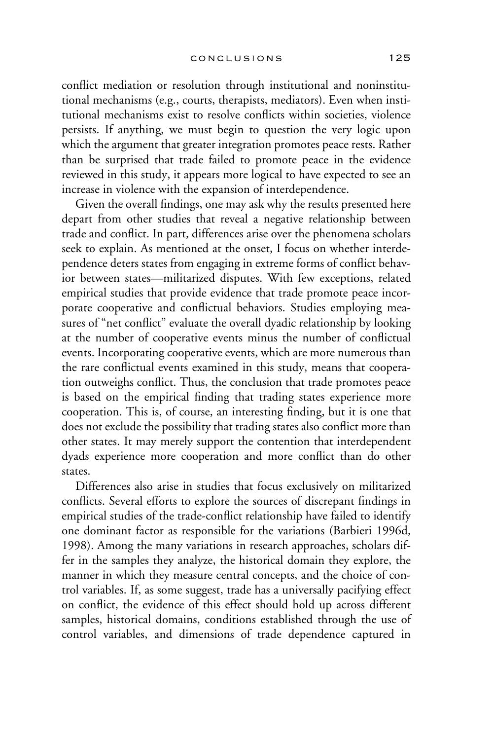conflict mediation or resolution through institutional and noninstitutional mechanisms (e.g., courts, therapists, mediators). Even when institutional mechanisms exist to resolve conflicts within societies, violence persists. If anything, we must begin to question the very logic upon which the argument that greater integration promotes peace rests. Rather than be surprised that trade failed to promote peace in the evidence reviewed in this study, it appears more logical to have expected to see an increase in violence with the expansion of interdependence.

Given the overall findings, one may ask why the results presented here depart from other studies that reveal a negative relationship between trade and conflict. In part, differences arise over the phenomena scholars seek to explain. As mentioned at the onset, I focus on whether interdependence deters states from engaging in extreme forms of conflict behavior between states—militarized disputes. With few exceptions, related empirical studies that provide evidence that trade promote peace incorporate cooperative and conflictual behaviors. Studies employing measures of "net conflict" evaluate the overall dyadic relationship by looking at the number of cooperative events minus the number of conflictual events. Incorporating cooperative events, which are more numerous than the rare conflictual events examined in this study, means that cooperation outweighs conflict. Thus, the conclusion that trade promotes peace is based on the empirical finding that trading states experience more cooperation. This is, of course, an interesting finding, but it is one that does not exclude the possibility that trading states also conflict more than other states. It may merely support the contention that interdependent dyads experience more cooperation and more conflict than do other states.

Differences also arise in studies that focus exclusively on militarized conflicts. Several efforts to explore the sources of discrepant findings in empirical studies of the trade-conflict relationship have failed to identify one dominant factor as responsible for the variations (Barbieri 1996d, 1998). Among the many variations in research approaches, scholars differ in the samples they analyze, the historical domain they explore, the manner in which they measure central concepts, and the choice of control variables. If, as some suggest, trade has a universally pacifying effect on conflict, the evidence of this effect should hold up across different samples, historical domains, conditions established through the use of control variables, and dimensions of trade dependence captured in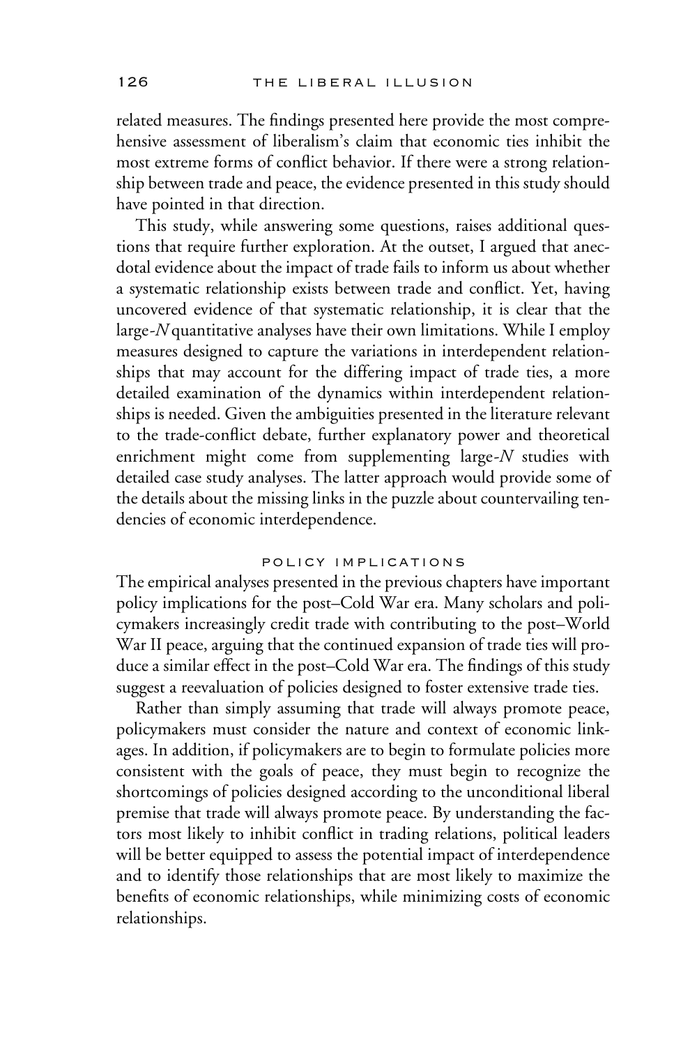related measures. The findings presented here provide the most comprehensive assessment of liberalism's claim that economic ties inhibit the most extreme forms of conflict behavior. If there were a strong relationship between trade and peace, the evidence presented in this study should have pointed in that direction.

This study, while answering some questions, raises additional questions that require further exploration. At the outset, I argued that anecdotal evidence about the impact of trade fails to inform us about whether a systematic relationship exists between trade and conflict. Yet, having uncovered evidence of that systematic relationship, it is clear that the large-*N* quantitative analyses have their own limitations. While I employ measures designed to capture the variations in interdependent relationships that may account for the differing impact of trade ties, a more detailed examination of the dynamics within interdependent relationships is needed. Given the ambiguities presented in the literature relevant to the trade-conflict debate, further explanatory power and theoretical enrichment might come from supplementing large-*N* studies with detailed case study analyses. The latter approach would provide some of the details about the missing links in the puzzle about countervailing tendencies of economic interdependence.

## POLICY IMPLICATIONS

The empirical analyses presented in the previous chapters have important policy implications for the post–Cold War era. Many scholars and policymakers increasingly credit trade with contributing to the post–World War II peace, arguing that the continued expansion of trade ties will produce a similar effect in the post–Cold War era. The findings of this study suggest a reevaluation of policies designed to foster extensive trade ties.

Rather than simply assuming that trade will always promote peace, policymakers must consider the nature and context of economic linkages. In addition, if policymakers are to begin to formulate policies more consistent with the goals of peace, they must begin to recognize the shortcomings of policies designed according to the unconditional liberal premise that trade will always promote peace. By understanding the factors most likely to inhibit conflict in trading relations, political leaders will be better equipped to assess the potential impact of interdependence and to identify those relationships that are most likely to maximize the benefits of economic relationships, while minimizing costs of economic relationships.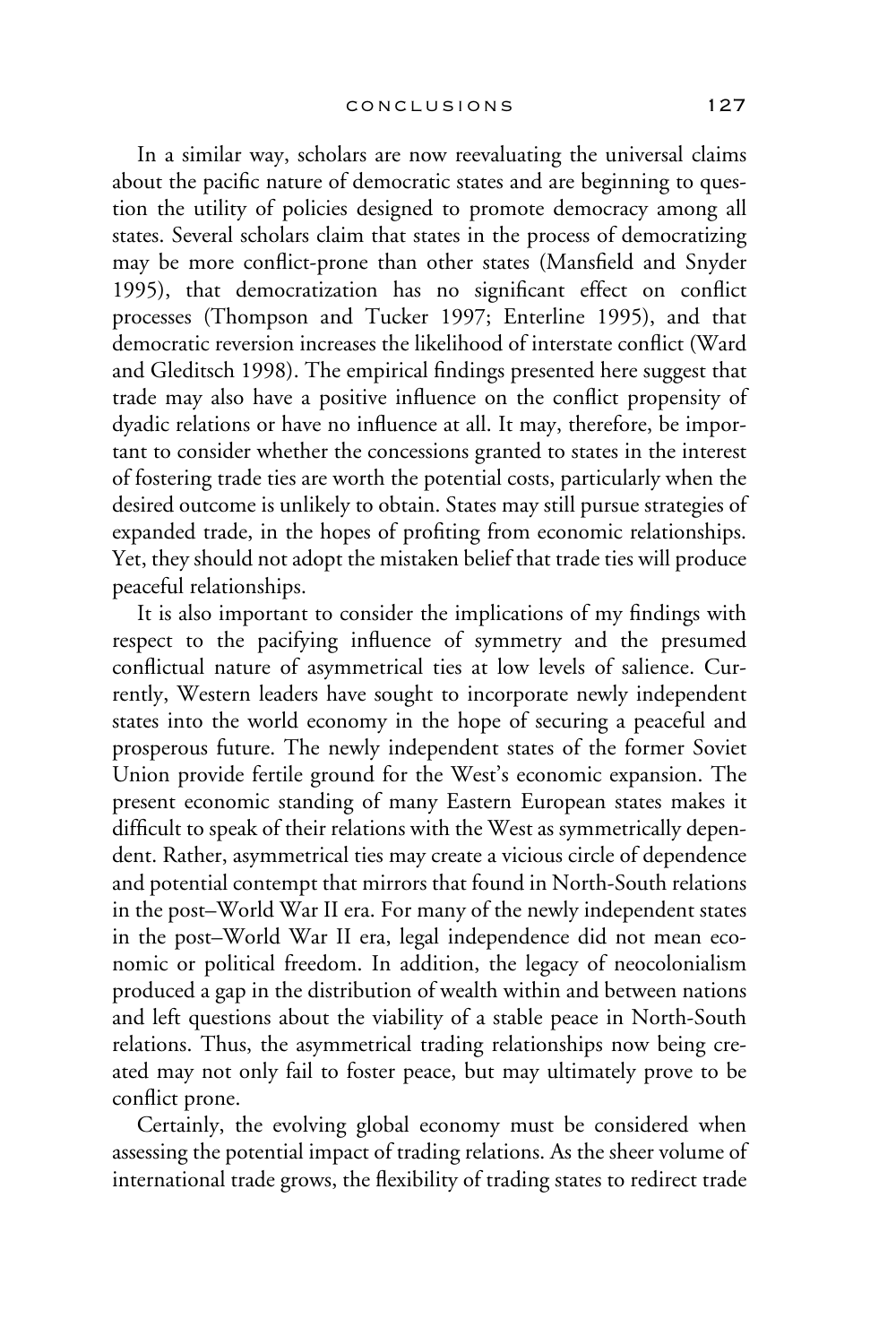In a similar way, scholars are now reevaluating the universal claims about the pacific nature of democratic states and are beginning to question the utility of policies designed to promote democracy among all states. Several scholars claim that states in the process of democratizing may be more conflict-prone than other states (Mansfield and Snyder 1995), that democratization has no significant effect on conflict processes (Thompson and Tucker 1997; Enterline 1995), and that democratic reversion increases the likelihood of interstate conflict (Ward and Gleditsch 1998). The empirical findings presented here suggest that trade may also have a positive influence on the conflict propensity of dyadic relations or have no influence at all. It may, therefore, be important to consider whether the concessions granted to states in the interest of fostering trade ties are worth the potential costs, particularly when the desired outcome is unlikely to obtain. States may still pursue strategies of expanded trade, in the hopes of profiting from economic relationships. Yet, they should not adopt the mistaken belief that trade ties will produce peaceful relationships.

It is also important to consider the implications of my findings with respect to the pacifying influence of symmetry and the presumed conflictual nature of asymmetrical ties at low levels of salience. Currently, Western leaders have sought to incorporate newly independent states into the world economy in the hope of securing a peaceful and prosperous future. The newly independent states of the former Soviet Union provide fertile ground for the West's economic expansion. The present economic standing of many Eastern European states makes it difficult to speak of their relations with the West as symmetrically dependent. Rather, asymmetrical ties may create a vicious circle of dependence and potential contempt that mirrors that found in North-South relations in the post–World War II era. For many of the newly independent states in the post–World War II era, legal independence did not mean economic or political freedom. In addition, the legacy of neocolonialism produced a gap in the distribution of wealth within and between nations and left questions about the viability of a stable peace in North-South relations. Thus, the asymmetrical trading relationships now being created may not only fail to foster peace, but may ultimately prove to be conflict prone.

Certainly, the evolving global economy must be considered when assessing the potential impact of trading relations. As the sheer volume of international trade grows, the flexibility of trading states to redirect trade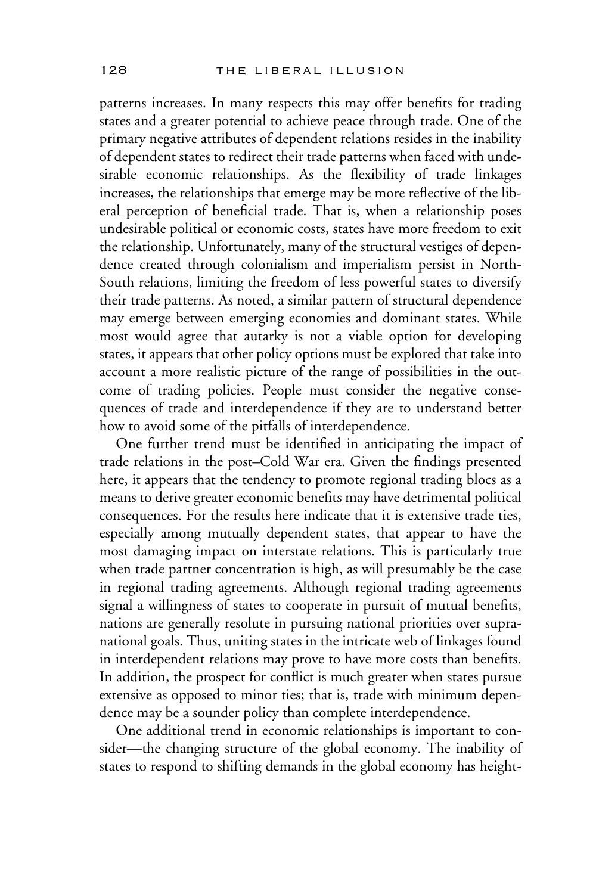patterns increases. In many respects this may offer benefits for trading states and a greater potential to achieve peace through trade. One of the primary negative attributes of dependent relations resides in the inability of dependent states to redirect their trade patterns when faced with undesirable economic relationships. As the flexibility of trade linkages increases, the relationships that emerge may be more reflective of the liberal perception of beneficial trade. That is, when a relationship poses undesirable political or economic costs, states have more freedom to exit the relationship. Unfortunately, many of the structural vestiges of dependence created through colonialism and imperialism persist in North-South relations, limiting the freedom of less powerful states to diversify their trade patterns. As noted, a similar pattern of structural dependence may emerge between emerging economies and dominant states. While most would agree that autarky is not a viable option for developing states, it appears that other policy options must be explored that take into account a more realistic picture of the range of possibilities in the outcome of trading policies. People must consider the negative consequences of trade and interdependence if they are to understand better how to avoid some of the pitfalls of interdependence.

One further trend must be identified in anticipating the impact of trade relations in the post–Cold War era. Given the findings presented here, it appears that the tendency to promote regional trading blocs as a means to derive greater economic benefits may have detrimental political consequences. For the results here indicate that it is extensive trade ties, especially among mutually dependent states, that appear to have the most damaging impact on interstate relations. This is particularly true when trade partner concentration is high, as will presumably be the case in regional trading agreements. Although regional trading agreements signal a willingness of states to cooperate in pursuit of mutual benefits, nations are generally resolute in pursuing national priorities over supranational goals. Thus, uniting states in the intricate web of linkages found in interdependent relations may prove to have more costs than benefits. In addition, the prospect for conflict is much greater when states pursue extensive as opposed to minor ties; that is, trade with minimum dependence may be a sounder policy than complete interdependence.

One additional trend in economic relationships is important to consider—the changing structure of the global economy. The inability of states to respond to shifting demands in the global economy has height-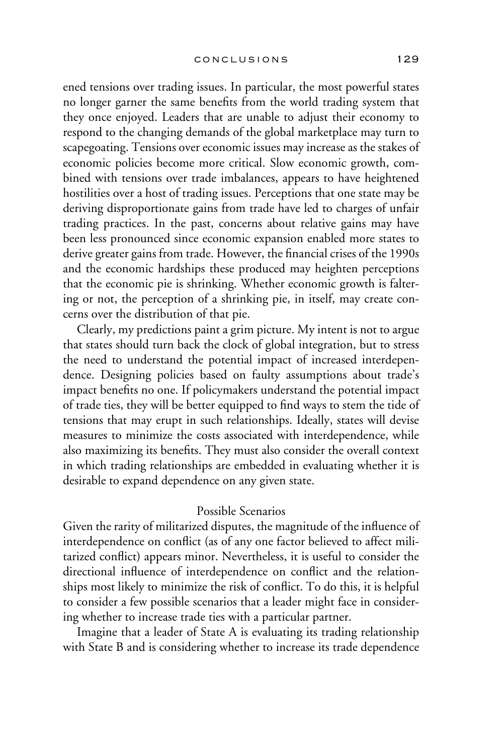ened tensions over trading issues. In particular, the most powerful states no longer garner the same benefits from the world trading system that they once enjoyed. Leaders that are unable to adjust their economy to respond to the changing demands of the global marketplace may turn to scapegoating. Tensions over economic issues may increase as the stakes of economic policies become more critical. Slow economic growth, combined with tensions over trade imbalances, appears to have heightened hostilities over a host of trading issues. Perceptions that one state may be deriving disproportionate gains from trade have led to charges of unfair trading practices. In the past, concerns about relative gains may have been less pronounced since economic expansion enabled more states to derive greater gains from trade. However, the financial crises of the 1990s and the economic hardships these produced may heighten perceptions that the economic pie is shrinking. Whether economic growth is faltering or not, the perception of a shrinking pie, in itself, may create concerns over the distribution of that pie.

Clearly, my predictions paint a grim picture. My intent is not to argue that states should turn back the clock of global integration, but to stress the need to understand the potential impact of increased interdependence. Designing policies based on faulty assumptions about trade's impact benefits no one. If policymakers understand the potential impact of trade ties, they will be better equipped to find ways to stem the tide of tensions that may erupt in such relationships. Ideally, states will devise measures to minimize the costs associated with interdependence, while also maximizing its benefits. They must also consider the overall context in which trading relationships are embedded in evaluating whether it is desirable to expand dependence on any given state.

## Possible Scenarios

Given the rarity of militarized disputes, the magnitude of the influence of interdependence on conflict (as of any one factor believed to affect militarized conflict) appears minor. Nevertheless, it is useful to consider the directional influence of interdependence on conflict and the relationships most likely to minimize the risk of conflict. To do this, it is helpful to consider a few possible scenarios that a leader might face in considering whether to increase trade ties with a particular partner.

Imagine that a leader of State A is evaluating its trading relationship with State B and is considering whether to increase its trade dependence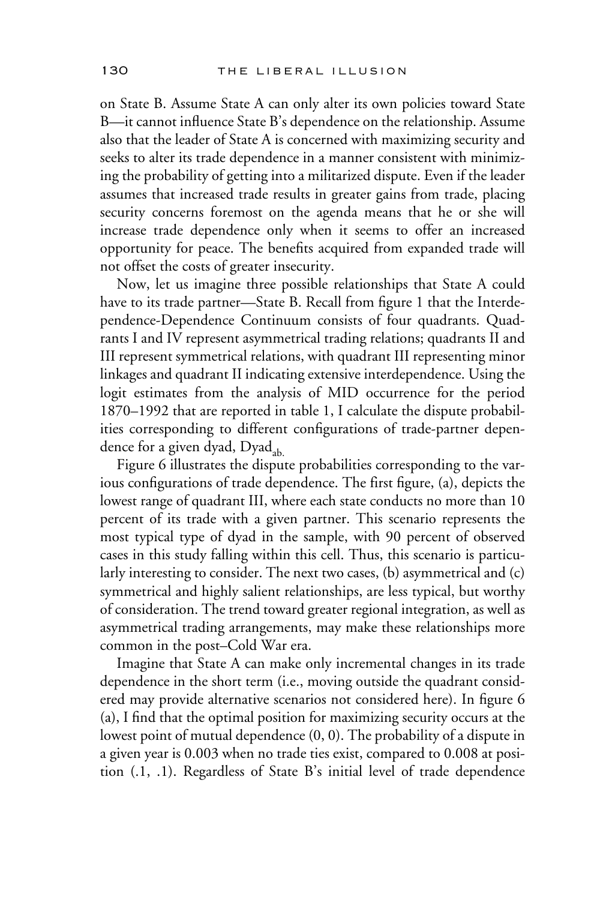on State B. Assume State A can only alter its own policies toward State B—it cannot influence State B's dependence on the relationship. Assume also that the leader of State A is concerned with maximizing security and seeks to alter its trade dependence in a manner consistent with minimizing the probability of getting into a militarized dispute. Even if the leader assumes that increased trade results in greater gains from trade, placing security concerns foremost on the agenda means that he or she will increase trade dependence only when it seems to offer an increased opportunity for peace. The benefits acquired from expanded trade will not offset the costs of greater insecurity.

Now, let us imagine three possible relationships that State A could have to its trade partner—State B. Recall from figure 1 that the Interdependence-Dependence Continuum consists of four quadrants. Quadrants I and IV represent asymmetrical trading relations; quadrants II and III represent symmetrical relations, with quadrant III representing minor linkages and quadrant II indicating extensive interdependence. Using the logit estimates from the analysis of MID occurrence for the period 1870–1992 that are reported in table 1, I calculate the dispute probabilities corresponding to different configurations of trade-partner dependence for a given dyad, $\text{Dyad}_{\text{ab.}}$

Figure 6 illustrates the dispute probabilities corresponding to the various configurations of trade dependence. The first figure, (a), depicts the lowest range of quadrant III, where each state conducts no more than 10 percent of its trade with a given partner. This scenario represents the most typical type of dyad in the sample, with 90 percent of observed cases in this study falling within this cell. Thus, this scenario is particularly interesting to consider. The next two cases, (b) asymmetrical and (c) symmetrical and highly salient relationships, are less typical, but worthy of consideration. The trend toward greater regional integration, as well as asymmetrical trading arrangements, may make these relationships more common in the post–Cold War era.

Imagine that State A can make only incremental changes in its trade dependence in the short term (i.e., moving outside the quadrant considered may provide alternative scenarios not considered here). In figure 6 (a), I find that the optimal position for maximizing security occurs at the lowest point of mutual dependence (0, 0). The probability of a dispute in a given year is 0.003 when no trade ties exist, compared to 0.008 at position (.1, .1). Regardless of State B's initial level of trade dependence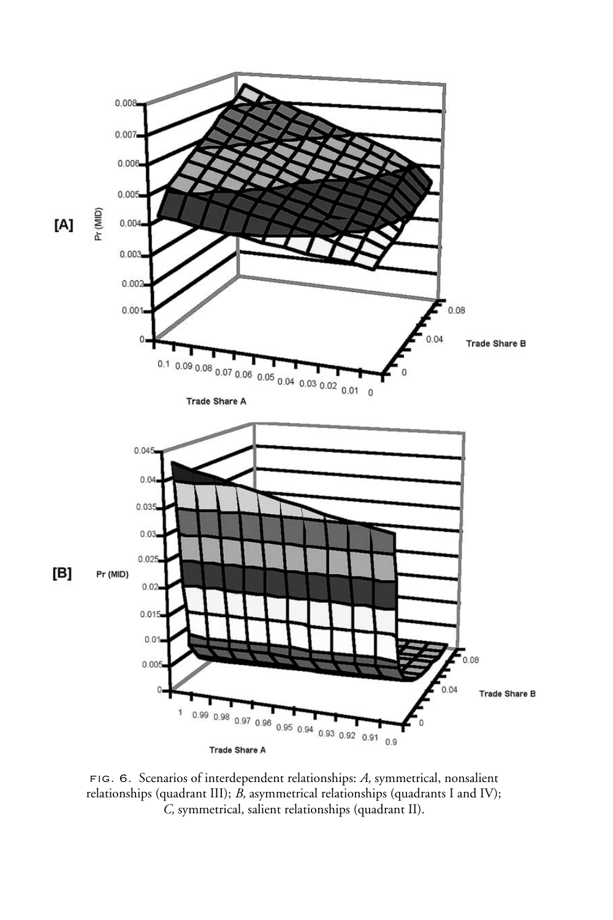FIG. 6. Scenarios of interdependent relationships: *A,* symmetrical, nonsalient relationships (quadrant III); *B,* asymmetrical relationships (quadrants I and IV); *C,* symmetrical, salient relationships (quadrant II).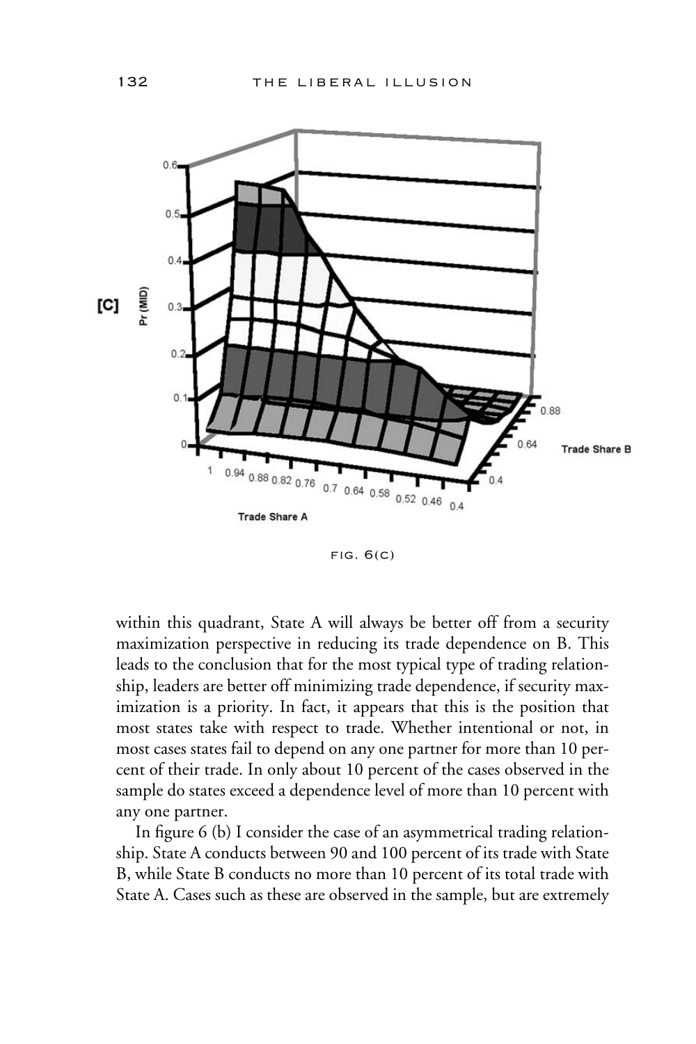FIG. 6(C)

within this quadrant, State A will always be better off from a security maximization perspective in reducing its trade dependence on B. This leads to the conclusion that for the most typical type of trading relationship, leaders are better off minimizing trade dependence, if security maximization is a priority. In fact, it appears that this is the position that most states take with respect to trade. Whether intentional or not, in most cases states fail to depend on any one partner for more than 10 percent of their trade. In only about 10 percent of the cases observed in the sample do states exceed a dependence level of more than 10 percent with any one partner.

In figure 6 (b) I consider the case of an asymmetrical trading relationship. State A conducts between 90 and 100 percent of its trade with State B, while State B conducts no more than 10 percent of its total trade with State A. Cases such as these are observed in the sample, but are extremely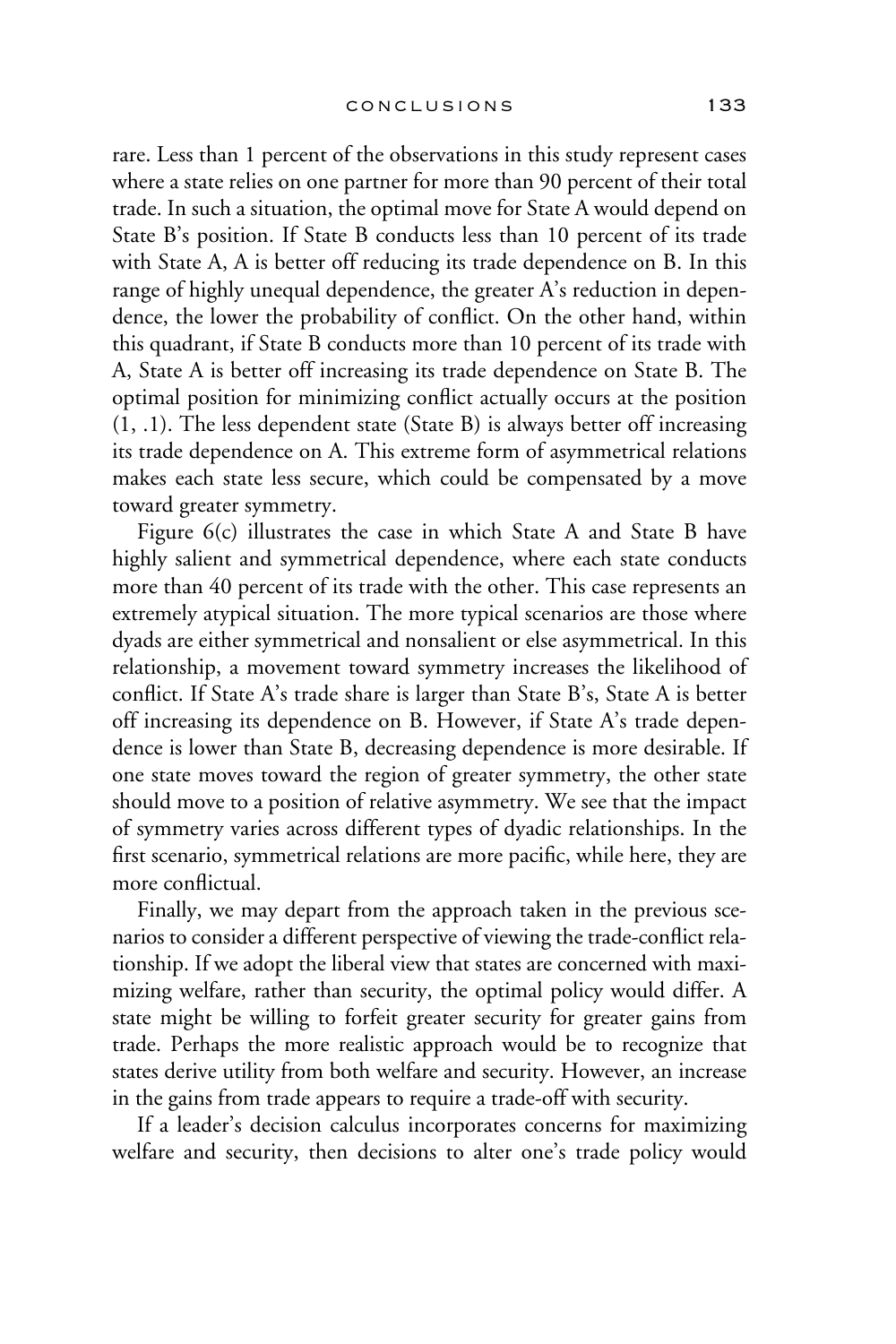rare. Less than 1 percent of the observations in this study represent cases where a state relies on one partner for more than 90 percent of their total trade. In such a situation, the optimal move for State A would depend on State B's position. If State B conducts less than 10 percent of its trade with State A, A is better off reducing its trade dependence on B. In this range of highly unequal dependence, the greater A's reduction in dependence, the lower the probability of conflict. On the other hand, within this quadrant, if State B conducts more than 10 percent of its trade with A, State A is better off increasing its trade dependence on State B. The optimal position for minimizing conflict actually occurs at the position (1, .1). The less dependent state (State B) is always better off increasing its trade dependence on A. This extreme form of asymmetrical relations makes each state less secure, which could be compensated by a move toward greater symmetry.

Figure 6(c) illustrates the case in which State A and State B have highly salient and symmetrical dependence, where each state conducts more than 40 percent of its trade with the other. This case represents an extremely atypical situation. The more typical scenarios are those where dyads are either symmetrical and nonsalient or else asymmetrical. In this relationship, a movement toward symmetry increases the likelihood of conflict. If State A's trade share is larger than State B's, State A is better off increasing its dependence on B. However, if State A's trade dependence is lower than State B, decreasing dependence is more desirable. If one state moves toward the region of greater symmetry, the other state should move to a position of relative asymmetry. We see that the impact of symmetry varies across different types of dyadic relationships. In the first scenario, symmetrical relations are more pacific, while here, they are more conflictual.

Finally, we may depart from the approach taken in the previous scenarios to consider a different perspective of viewing the trade-conflict relationship. If we adopt the liberal view that states are concerned with maximizing welfare, rather than security, the optimal policy would differ. A state might be willing to forfeit greater security for greater gains from trade. Perhaps the more realistic approach would be to recognize that states derive utility from both welfare and security. However, an increase in the gains from trade appears to require a trade-off with security.

If a leader's decision calculus incorporates concerns for maximizing welfare and security, then decisions to alter one's trade policy would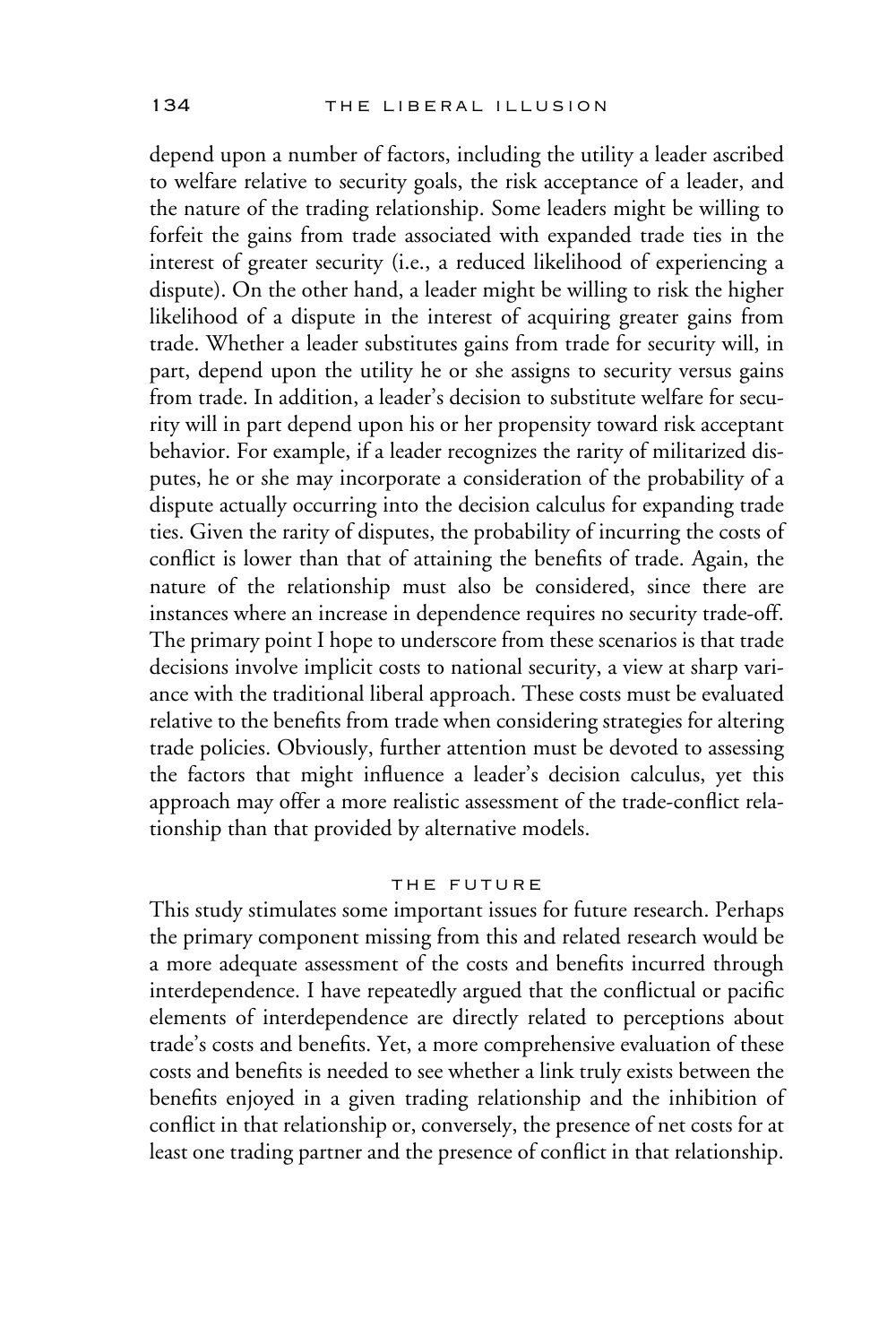depend upon a number of factors, including the utility a leader ascribed to welfare relative to security goals, the risk acceptance of a leader, and the nature of the trading relationship. Some leaders might be willing to forfeit the gains from trade associated with expanded trade ties in the interest of greater security (i.e., a reduced likelihood of experiencing a dispute). On the other hand, a leader might be willing to risk the higher likelihood of a dispute in the interest of acquiring greater gains from trade. Whether a leader substitutes gains from trade for security will, in part, depend upon the utility he or she assigns to security versus gains from trade. In addition, a leader's decision to substitute welfare for security will in part depend upon his or her propensity toward risk acceptant behavior. For example, if a leader recognizes the rarity of militarized disputes, he or she may incorporate a consideration of the probability of a dispute actually occurring into the decision calculus for expanding trade ties. Given the rarity of disputes, the probability of incurring the costs of conflict is lower than that of attaining the benefits of trade. Again, the nature of the relationship must also be considered, since there are instances where an increase in dependence requires no security trade-off. The primary point I hope to underscore from these scenarios is that trade decisions involve implicit costs to national security, a view at sharp variance with the traditional liberal approach. These costs must be evaluated relative to the benefits from trade when considering strategies for altering trade policies. Obviously, further attention must be devoted to assessing the factors that might influence a leader's decision calculus, yet this approach may offer a more realistic assessment of the trade-conflict relationship than that provided by alternative models.

## THE FUTURE

This study stimulates some important issues for future research. Perhaps the primary component missing from this and related research would be a more adequate assessment of the costs and benefits incurred through interdependence. I have repeatedly argued that the conflictual or pacific elements of interdependence are directly related to perceptions about trade's costs and benefits. Yet, a more comprehensive evaluation of these costs and benefits is needed to see whether a link truly exists between the benefits enjoyed in a given trading relationship and the inhibition of conflict in that relationship or, conversely, the presence of net costs for at least one trading partner and the presence of conflict in that relationship.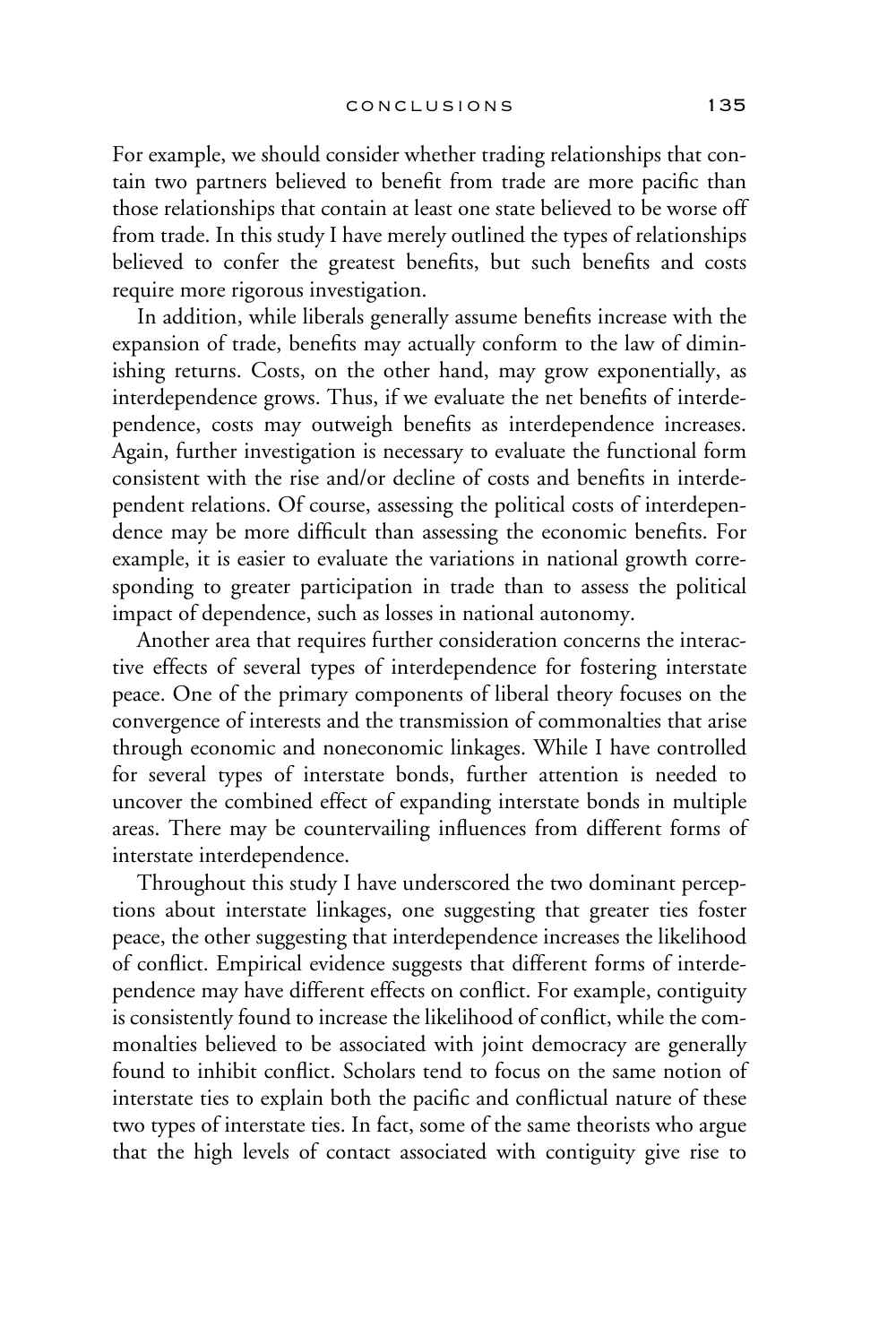For example, we should consider whether trading relationships that contain two partners believed to benefit from trade are more pacific than those relationships that contain at least one state believed to be worse off from trade. In this study I have merely outlined the types of relationships believed to confer the greatest benefits, but such benefits and costs require more rigorous investigation.

In addition, while liberals generally assume benefits increase with the expansion of trade, benefits may actually conform to the law of diminishing returns. Costs, on the other hand, may grow exponentially, as interdependence grows. Thus, if we evaluate the net benefits of interdependence, costs may outweigh benefits as interdependence increases. Again, further investigation is necessary to evaluate the functional form consistent with the rise and/or decline of costs and benefits in interdependent relations. Of course, assessing the political costs of interdependence may be more difficult than assessing the economic benefits. For example, it is easier to evaluate the variations in national growth corresponding to greater participation in trade than to assess the political impact of dependence, such as losses in national autonomy.

Another area that requires further consideration concerns the interactive effects of several types of interdependence for fostering interstate peace. One of the primary components of liberal theory focuses on the convergence of interests and the transmission of commonalties that arise through economic and noneconomic linkages. While I have controlled for several types of interstate bonds, further attention is needed to uncover the combined effect of expanding interstate bonds in multiple areas. There may be countervailing influences from different forms of interstate interdependence.

Throughout this study I have underscored the two dominant perceptions about interstate linkages, one suggesting that greater ties foster peace, the other suggesting that interdependence increases the likelihood of conflict. Empirical evidence suggests that different forms of interdependence may have different effects on conflict. For example, contiguity is consistently found to increase the likelihood of conflict, while the commonalties believed to be associated with joint democracy are generally found to inhibit conflict. Scholars tend to focus on the same notion of interstate ties to explain both the pacific and conflictual nature of these two types of interstate ties. In fact, some of the same theorists who argue that the high levels of contact associated with contiguity give rise to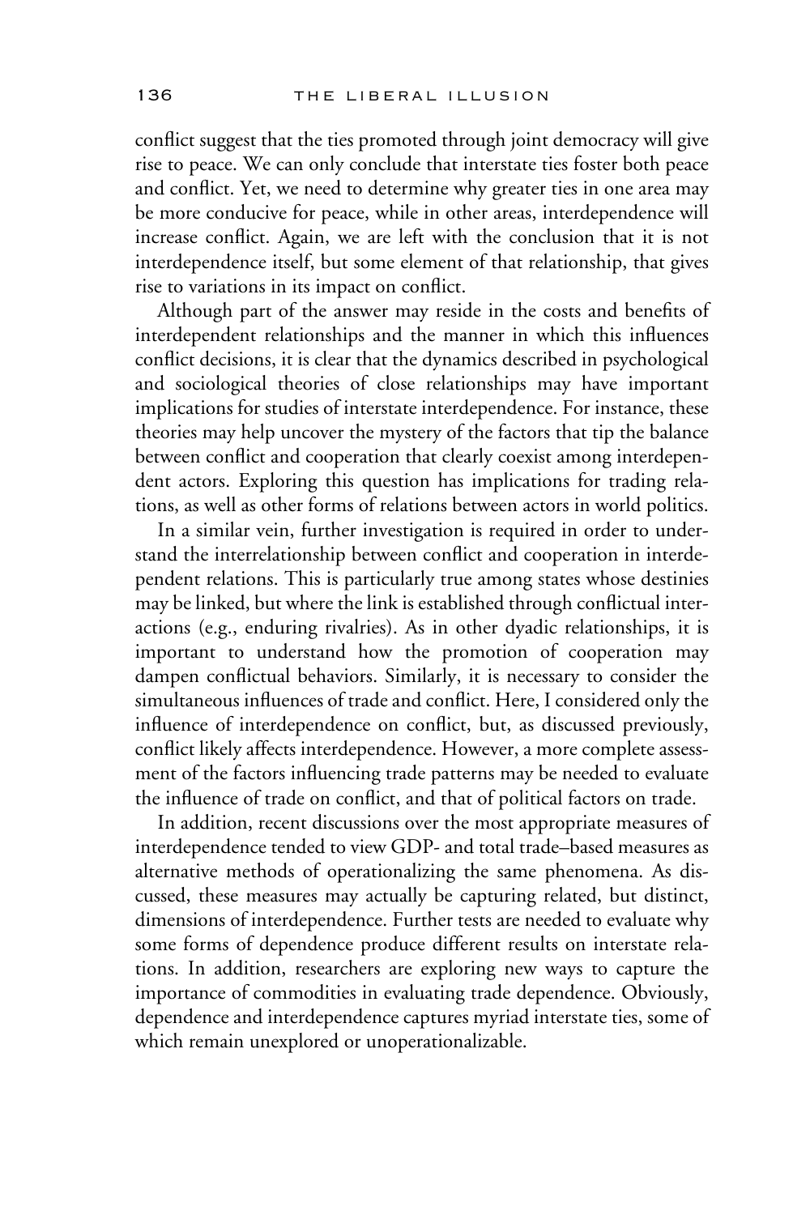conflict suggest that the ties promoted through joint democracy will give rise to peace. We can only conclude that interstate ties foster both peace and conflict. Yet, we need to determine why greater ties in one area may be more conducive for peace, while in other areas, interdependence will increase conflict. Again, we are left with the conclusion that it is not interdependence itself, but some element of that relationship, that gives rise to variations in its impact on conflict.

Although part of the answer may reside in the costs and benefits of interdependent relationships and the manner in which this influences conflict decisions, it is clear that the dynamics described in psychological and sociological theories of close relationships may have important implications for studies of interstate interdependence. For instance, these theories may help uncover the mystery of the factors that tip the balance between conflict and cooperation that clearly coexist among interdependent actors. Exploring this question has implications for trading relations, as well as other forms of relations between actors in world politics.

In a similar vein, further investigation is required in order to understand the interrelationship between conflict and cooperation in interdependent relations. This is particularly true among states whose destinies may be linked, but where the link is established through conflictual interactions (e.g., enduring rivalries). As in other dyadic relationships, it is important to understand how the promotion of cooperation may dampen conflictual behaviors. Similarly, it is necessary to consider the simultaneous influences of trade and conflict. Here, I considered only the influence of interdependence on conflict, but, as discussed previously, conflict likely affects interdependence. However, a more complete assessment of the factors influencing trade patterns may be needed to evaluate the influence of trade on conflict, and that of political factors on trade.

In addition, recent discussions over the most appropriate measures of interdependence tended to view GDP- and total trade–based measures as alternative methods of operationalizing the same phenomena. As discussed, these measures may actually be capturing related, but distinct, dimensions of interdependence. Further tests are needed to evaluate why some forms of dependence produce different results on interstate relations. In addition, researchers are exploring new ways to capture the importance of commodities in evaluating trade dependence. Obviously, dependence and interdependence captures myriad interstate ties, some of which remain unexplored or unoperationalizable.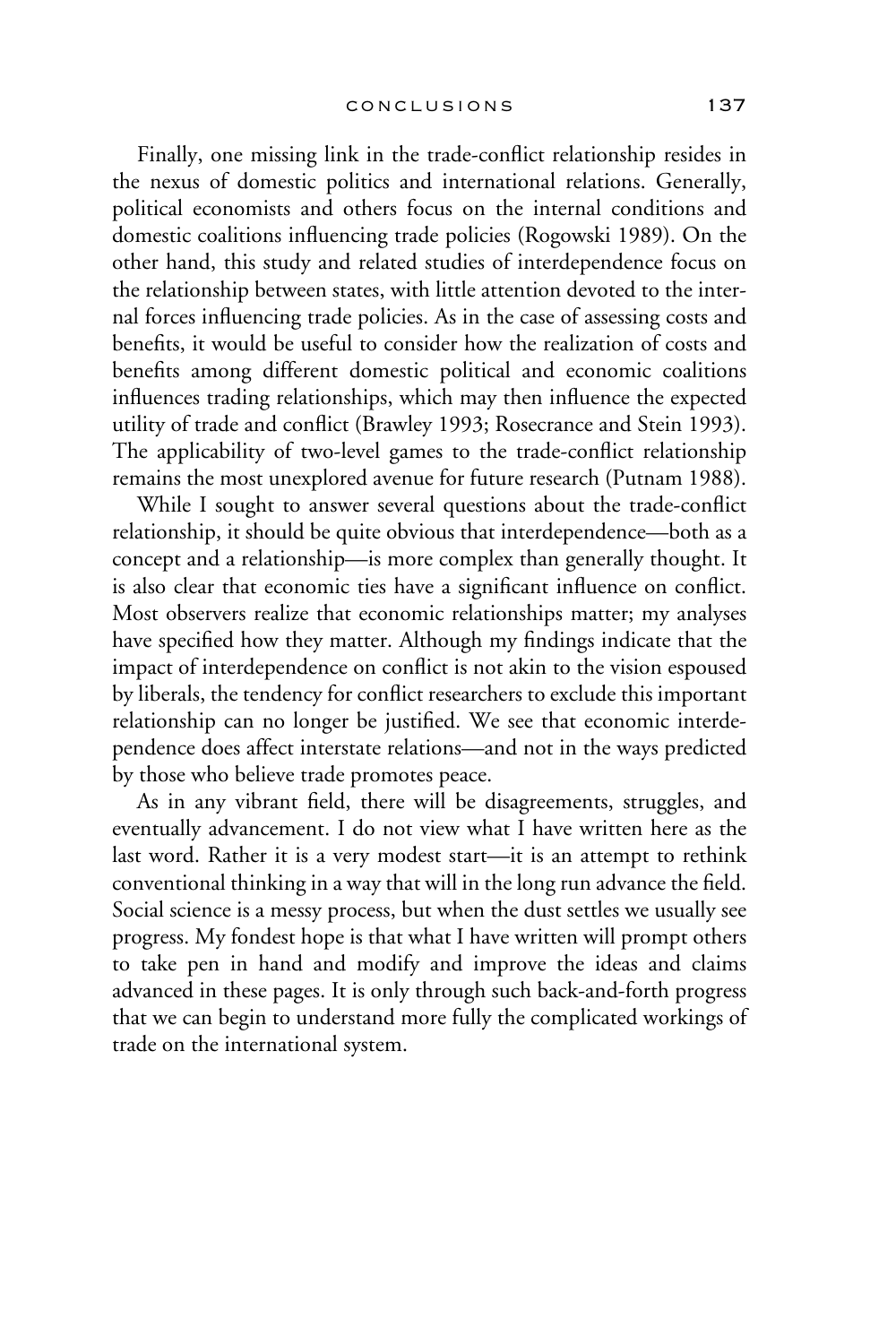Finally, one missing link in the trade-conflict relationship resides in the nexus of domestic politics and international relations. Generally, political economists and others focus on the internal conditions and domestic coalitions influencing trade policies (Rogowski 1989). On the other hand, this study and related studies of interdependence focus on the relationship between states, with little attention devoted to the internal forces influencing trade policies. As in the case of assessing costs and benefits, it would be useful to consider how the realization of costs and benefits among different domestic political and economic coalitions influences trading relationships, which may then influence the expected utility of trade and conflict (Brawley 1993; Rosecrance and Stein 1993). The applicability of two-level games to the trade-conflict relationship remains the most unexplored avenue for future research (Putnam 1988).

While I sought to answer several questions about the trade-conflict relationship, it should be quite obvious that interdependence—both as a concept and a relationship—is more complex than generally thought. It is also clear that economic ties have a significant influence on conflict. Most observers realize that economic relationships matter; my analyses have specified how they matter. Although my findings indicate that the impact of interdependence on conflict is not akin to the vision espoused by liberals, the tendency for conflict researchers to exclude this important relationship can no longer be justified. We see that economic interdependence does affect interstate relations—and not in the ways predicted by those who believe trade promotes peace.

As in any vibrant field, there will be disagreements, struggles, and eventually advancement. I do not view what I have written here as the last word. Rather it is a very modest start—it is an attempt to rethink conventional thinking in a way that will in the long run advance the field. Social science is a messy process, but when the dust settles we usually see progress. My fondest hope is that what I have written will prompt others to take pen in hand and modify and improve the ideas and claims advanced in these pages. It is only through such back-and-forth progress that we can begin to understand more fully the complicated workings of trade on the international system.